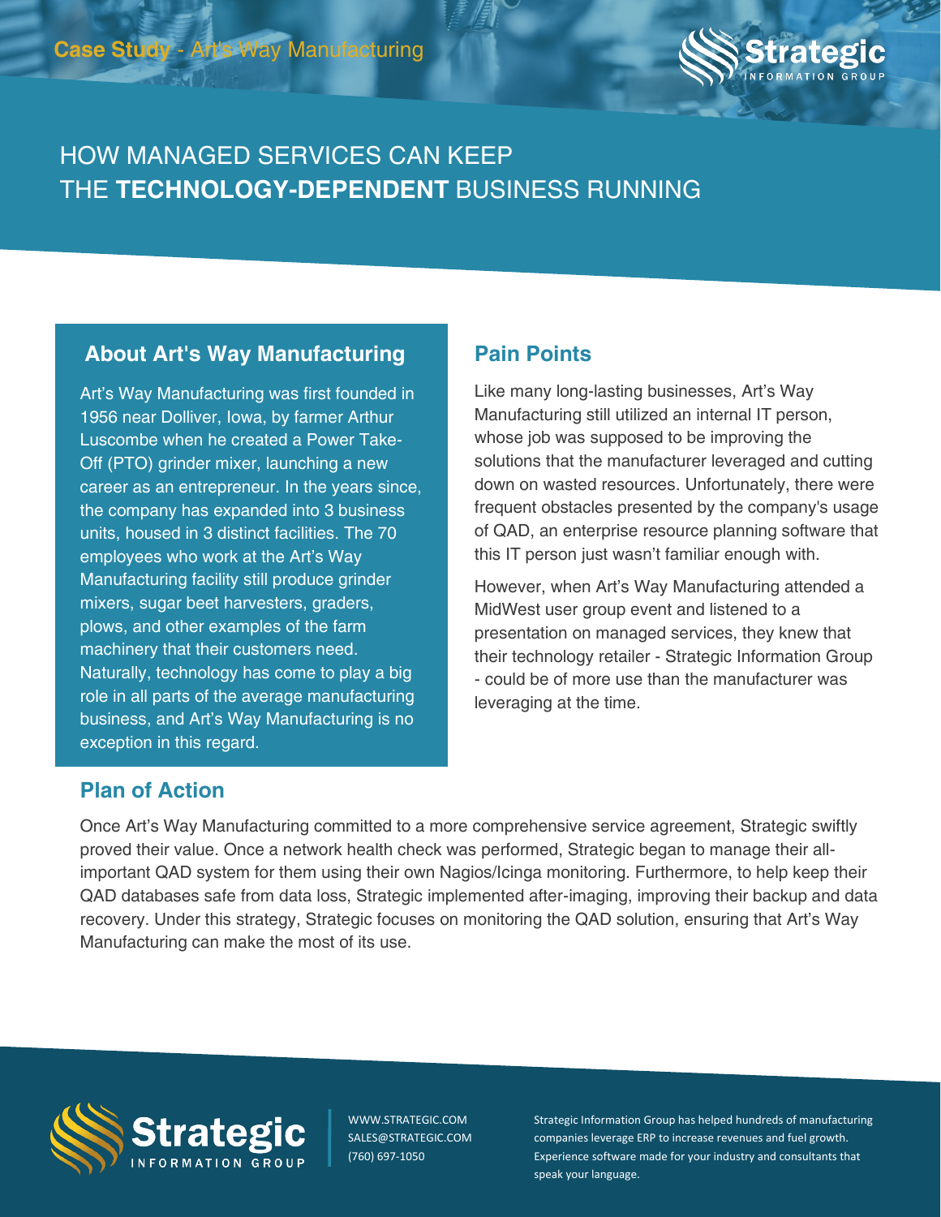Case Study - Art's Way Manufacturing

# HOW MANAGED SERVICES CAN KEEP THE **TECHNOLOGY-DEPENDENT** BUSINESS RUNNING

## About Art's Way Manufacturing

Art's Way Manufacturing was first founded in 1956 near Dolliver, Iowa, by farmer Arthur Luscombe when he created a Power Take-Off (PTO) grinder mixer, launching a new career as an entrepreneur. In the years since, the company has expanded into 3 business units, housed in 3 distinct facilities. The 70 employees who work at the Art's Way Manufacturing facility still produce grinder mixers, sugar beet harvesters, graders, plows, and other examples of the farm machinery that their customers need. Naturally, technology has come to play a big role in all parts of the average manufacturing business, and Art's Way Manufacturing is no exception in this regard.

## Pain Points

Like many long-lasting businesses, Art's Way Manufacturing still utilized an internal IT person, whose job was supposed to be improving the solutions that the manufacturer leveraged and cutting down on wasted resources. Unfortunately, there were frequent obstacles presented by the company's usage of QAD, an enterprise resource planning software that this IT person just wasn't familiar enough with.

However, when Art's Way Manufacturing attended a MidWest user group event and listened to a presentation on managed services, they knew that their technology retailer - Strategic Information Group - could be of more use than the manufacturer was leveraging at the time.

## Plan of Action

Once Art's Way Manufacturing committed to a more comprehensive service agreement, Strategic swiftly proved their value. Once a network health check was performed, Strategic began to manage their all-important QAD system for them using their own Nagios/Icinga monitoring. Furthermore, to help keep their QAD databases safe from data loss, Strategic implemented after-imaging, improving their backup and data recovery. Under this strategy, Strategic focuses on monitoring the QAD solution, ensuring that Art's Way Manufacturing can make the most of its use.

Strategic Information Group

WWW.STRATEGIC.COM
SALES@STRATEGIC.COM
(760) 697-1050

Strategic Information Group has helped hundreds of manufacturing companies leverage ERP to increase revenues and fuel growth. Experience software made for your industry and consultants that speak your language.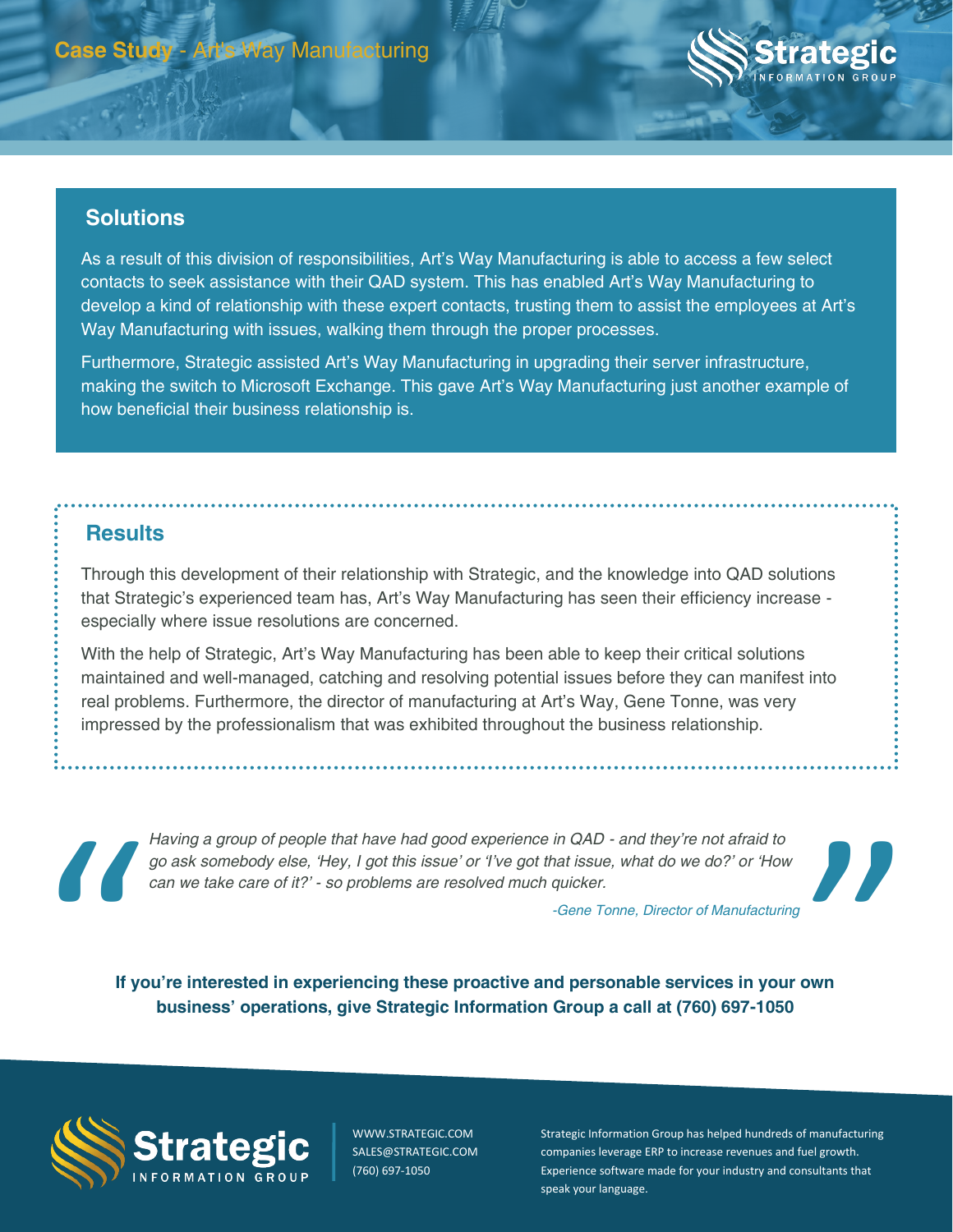## Solutions

As a result of this division of responsibilities, Art's Way Manufacturing is able to access a few select contacts to seek assistance with their QAD system. This has enabled Art's Way Manufacturing to develop a kind of relationship with these expert contacts, trusting them to assist the employees at Art's Way Manufacturing with issues, walking them through the proper processes.

Furthermore, Strategic assisted Art's Way Manufacturing in upgrading their server infrastructure, making the switch to Microsoft Exchange. This gave Art's Way Manufacturing just another example of how beneficial their business relationship is.

## Results

Through this development of their relationship with Strategic, and the knowledge into QAD solutions that Strategic's experienced team has, Art's Way Manufacturing has seen their efficiency increase - especially where issue resolutions are concerned.

With the help of Strategic, Art's Way Manufacturing has been able to keep their critical solutions maintained and well-managed, catching and resolving potential issues before they can manifest into real problems. Furthermore, the director of manufacturing at Art's Way, Gene Tonne, was very impressed by the professionalism that was exhibited throughout the business relationship.

> *Having a group of people that have had good experience in QAD - and they're not afraid to go ask somebody else, 'Hey, I got this issue' or 'I've got that issue, what do we do?' or 'How can we take care of it?' - so problems are resolved much quicker.*
>
> *-Gene Tonne, Director of Manufacturing*

**If you're interested in experiencing these proactive and personable services in your own business' operations, give Strategic Information Group a call at (760) 697-1050**

Strategic INFORMATION GROUP

WWW.STRATEGIC.COM
SALES@STRATEGIC.COM
(760) 697-1050

Strategic Information Group has helped hundreds of manufacturing companies leverage ERP to increase revenues and fuel growth. Experience software made for your industry and consultants that speak your language.